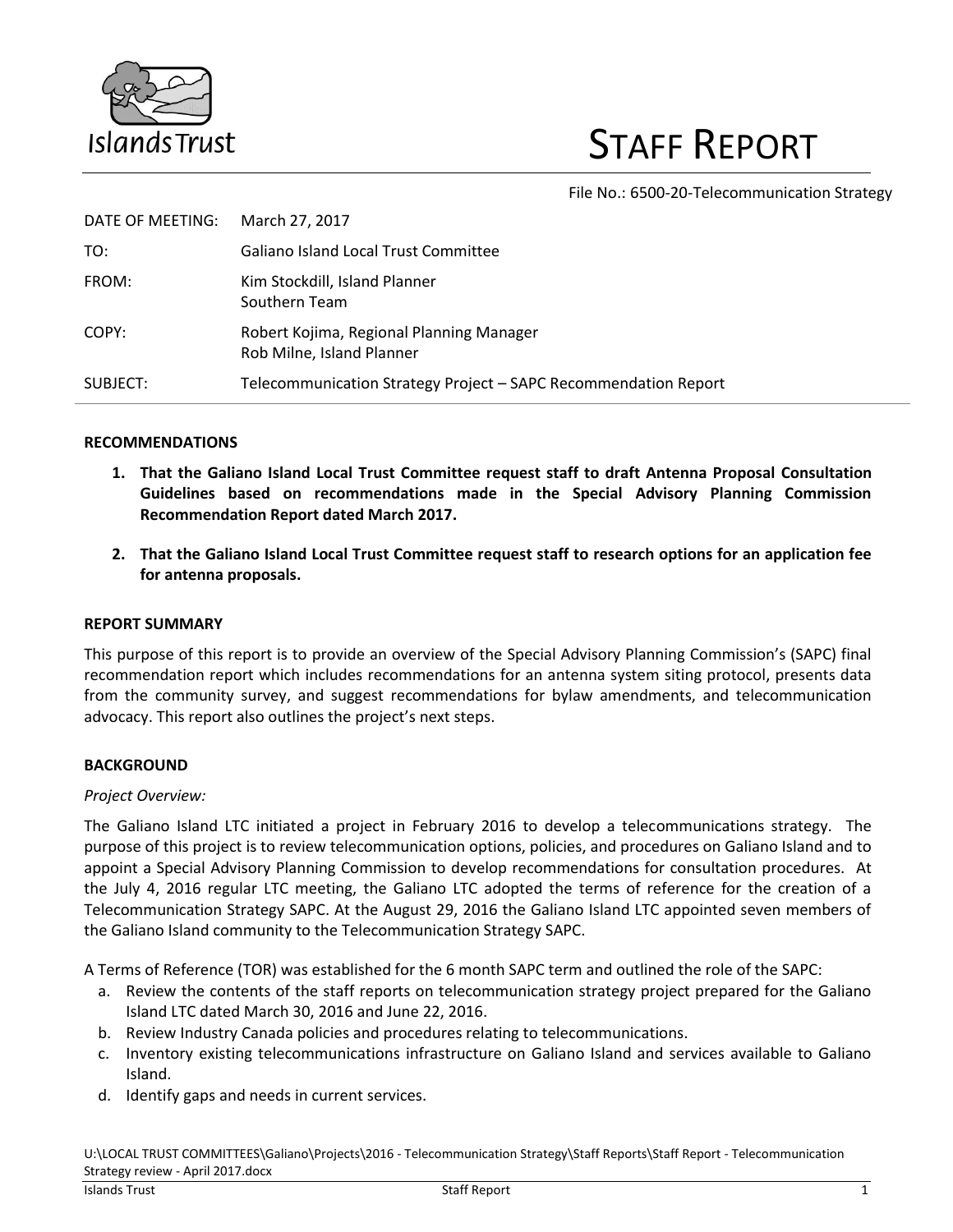Islands Trust

# STAFF REPORT

File No.: 6500-20-Telecommunication Strategy

| | |
|---|---|
| DATE OF MEETING: | March 27, 2017 |
| TO: | Galiano Island Local Trust Committee |
| FROM: | Kim Stockdill, Island Planner<br>Southern Team |
| COPY: | Robert Kojima, Regional Planning Manager<br>Rob Milne, Island Planner |
| SUBJECT: | Telecommunication Strategy Project – SAPC Recommendation Report |

## RECOMMENDATIONS

1. **That the Galiano Island Local Trust Committee request staff to draft Antenna Proposal Consultation Guidelines based on recommendations made in the Special Advisory Planning Commission Recommendation Report dated March 2017.**

2. **That the Galiano Island Local Trust Committee request staff to research options for an application fee for antenna proposals.**

## REPORT SUMMARY

This purpose of this report is to provide an overview of the Special Advisory Planning Commission's (SAPC) final recommendation report which includes recommendations for an antenna system siting protocol, presents data from the community survey, and suggest recommendations for bylaw amendments, and telecommunication advocacy. This report also outlines the project's next steps.

## BACKGROUND

*Project Overview:*

The Galiano Island LTC initiated a project in February 2016 to develop a telecommunications strategy. The purpose of this project is to review telecommunication options, policies, and procedures on Galiano Island and to appoint a Special Advisory Planning Commission to develop recommendations for consultation procedures. At the July 4, 2016 regular LTC meeting, the Galiano LTC adopted the terms of reference for the creation of a Telecommunication Strategy SAPC. At the August 29, 2016 the Galiano Island LTC appointed seven members of the Galiano Island community to the Telecommunication Strategy SAPC.

A Terms of Reference (TOR) was established for the 6 month SAPC term and outlined the role of the SAPC:

a. Review the contents of the staff reports on telecommunication strategy project prepared for the Galiano Island LTC dated March 30, 2016 and June 22, 2016.
b. Review Industry Canada policies and procedures relating to telecommunications.
c. Inventory existing telecommunications infrastructure on Galiano Island and services available to Galiano Island.
d. Identify gaps and needs in current services.

U:\LOCAL TRUST COMMITTEES\Galiano\Projects\2016 - Telecommunication Strategy\Staff Reports\Staff Report - Telecommunication Strategy review - April 2017.docx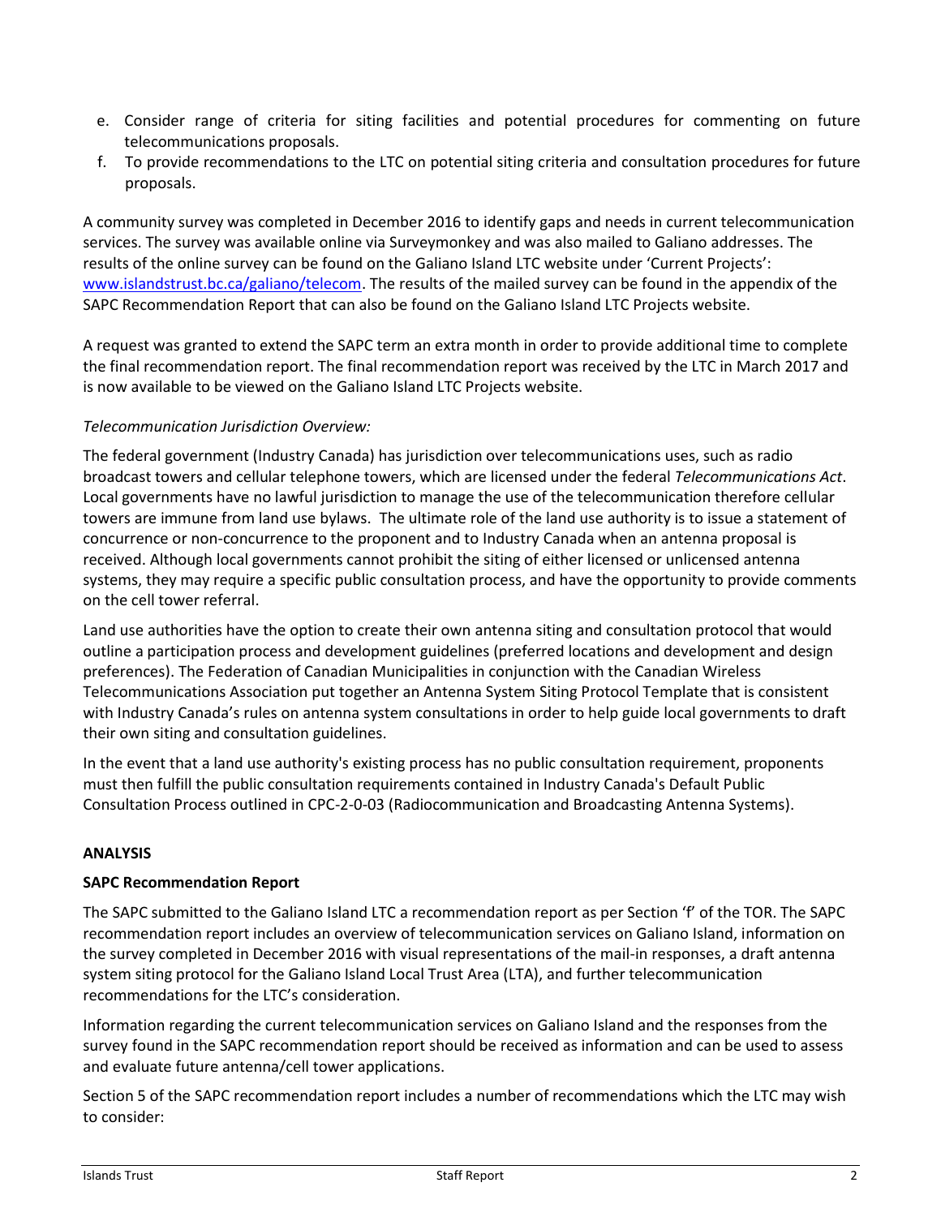e. Consider range of criteria for siting facilities and potential procedures for commenting on future telecommunications proposals.
f. To provide recommendations to the LTC on potential siting criteria and consultation procedures for future proposals.

A community survey was completed in December 2016 to identify gaps and needs in current telecommunication services. The survey was available online via Surveymonkey and was also mailed to Galiano addresses. The results of the online survey can be found on the Galiano Island LTC website under 'Current Projects': www.islandstrust.bc.ca/galiano/telecom. The results of the mailed survey can be found in the appendix of the SAPC Recommendation Report that can also be found on the Galiano Island LTC Projects website.

A request was granted to extend the SAPC term an extra month in order to provide additional time to complete the final recommendation report. The final recommendation report was received by the LTC in March 2017 and is now available to be viewed on the Galiano Island LTC Projects website.

*Telecommunication Jurisdiction Overview:*

The federal government (Industry Canada) has jurisdiction over telecommunications uses, such as radio broadcast towers and cellular telephone towers, which are licensed under the federal *Telecommunications Act*. Local governments have no lawful jurisdiction to manage the use of the telecommunication therefore cellular towers are immune from land use bylaws. The ultimate role of the land use authority is to issue a statement of concurrence or non-concurrence to the proponent and to Industry Canada when an antenna proposal is received. Although local governments cannot prohibit the siting of either licensed or unlicensed antenna systems, they may require a specific public consultation process, and have the opportunity to provide comments on the cell tower referral.

Land use authorities have the option to create their own antenna siting and consultation protocol that would outline a participation process and development guidelines (preferred locations and development and design preferences). The Federation of Canadian Municipalities in conjunction with the Canadian Wireless Telecommunications Association put together an Antenna System Siting Protocol Template that is consistent with Industry Canada's rules on antenna system consultations in order to help guide local governments to draft their own siting and consultation guidelines.

In the event that a land use authority's existing process has no public consultation requirement, proponents must then fulfill the public consultation requirements contained in Industry Canada's Default Public Consultation Process outlined in CPC-2-0-03 (Radiocommunication and Broadcasting Antenna Systems).

## ANALYSIS

### SAPC Recommendation Report

The SAPC submitted to the Galiano Island LTC a recommendation report as per Section 'f' of the TOR. The SAPC recommendation report includes an overview of telecommunication services on Galiano Island, information on the survey completed in December 2016 with visual representations of the mail-in responses, a draft antenna system siting protocol for the Galiano Island Local Trust Area (LTA), and further telecommunication recommendations for the LTC's consideration.

Information regarding the current telecommunication services on Galiano Island and the responses from the survey found in the SAPC recommendation report should be received as information and can be used to assess and evaluate future antenna/cell tower applications.

Section 5 of the SAPC recommendation report includes a number of recommendations which the LTC may wish to consider: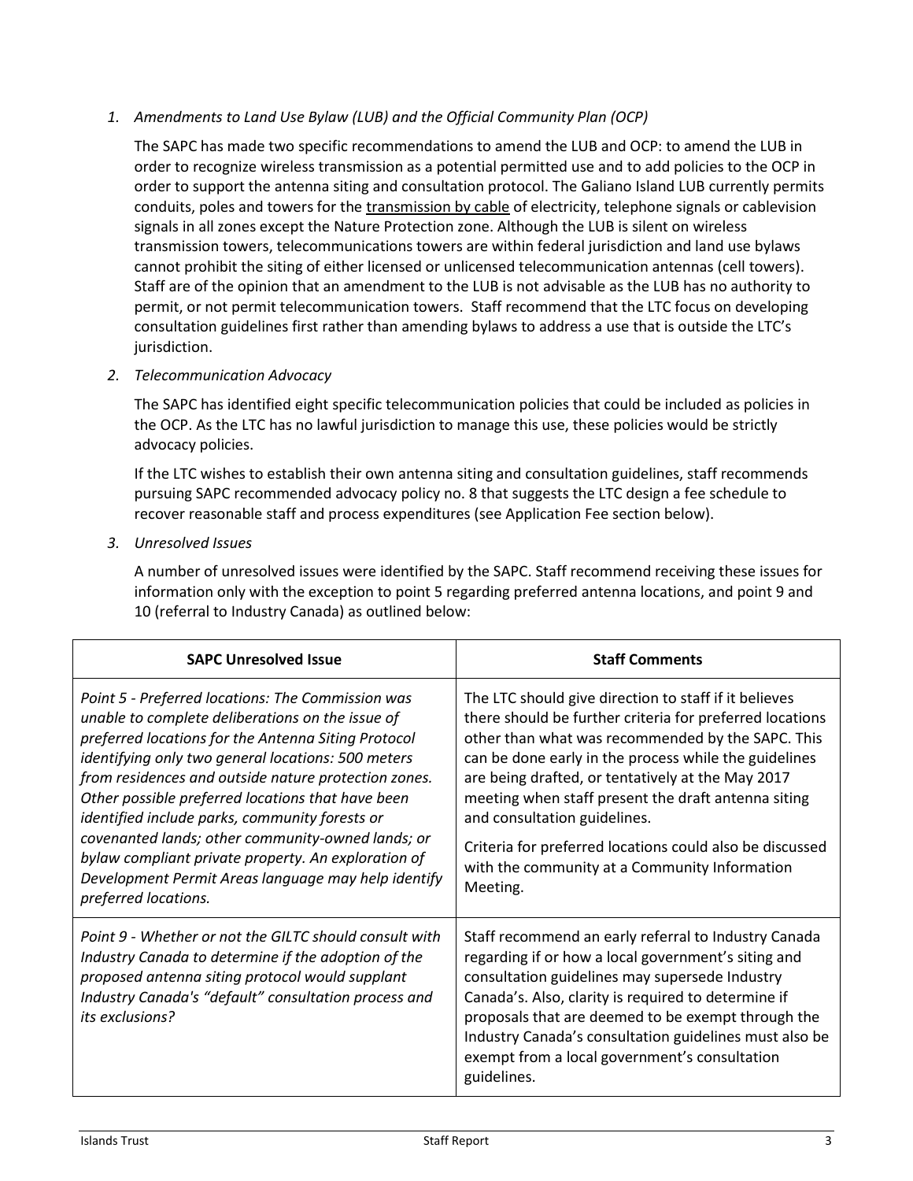*1. Amendments to Land Use Bylaw (LUB) and the Official Community Plan (OCP)*

The SAPC has made two specific recommendations to amend the LUB and OCP: to amend the LUB in order to recognize wireless transmission as a potential permitted use and to add policies to the OCP in order to support the antenna siting and consultation protocol. The Galiano Island LUB currently permits conduits, poles and towers for the <u>transmission by cable</u> of electricity, telephone signals or cablevision signals in all zones except the Nature Protection zone. Although the LUB is silent on wireless transmission towers, telecommunications towers are within federal jurisdiction and land use bylaws cannot prohibit the siting of either licensed or unlicensed telecommunication antennas (cell towers). Staff are of the opinion that an amendment to the LUB is not advisable as the LUB has no authority to permit, or not permit telecommunication towers. Staff recommend that the LTC focus on developing consultation guidelines first rather than amending bylaws to address a use that is outside the LTC's jurisdiction.

*2. Telecommunication Advocacy*

The SAPC has identified eight specific telecommunication policies that could be included as policies in the OCP. As the LTC has no lawful jurisdiction to manage this use, these policies would be strictly advocacy policies.

If the LTC wishes to establish their own antenna siting and consultation guidelines, staff recommends pursuing SAPC recommended advocacy policy no. 8 that suggests the LTC design a fee schedule to recover reasonable staff and process expenditures (see Application Fee section below).

*3. Unresolved Issues*

A number of unresolved issues were identified by the SAPC. Staff recommend receiving these issues for information only with the exception to point 5 regarding preferred antenna locations, and point 9 and 10 (referral to Industry Canada) as outlined below:

| **SAPC Unresolved Issue** | **Staff Comments** |
|---|---|
| *Point 5 - Preferred locations: The Commission was unable to complete deliberations on the issue of preferred locations for the Antenna Siting Protocol identifying only two general locations: 500 meters from residences and outside nature protection zones. Other possible preferred locations that have been identified include parks, community forests or covenanted lands; other community-owned lands; or bylaw compliant private property. An exploration of Development Permit Areas language may help identify preferred locations.* | The LTC should give direction to staff if it believes there should be further criteria for preferred locations other than what was recommended by the SAPC. This can be done early in the process while the guidelines are being drafted, or tentatively at the May 2017 meeting when staff present the draft antenna siting and consultation guidelines.<br><br>Criteria for preferred locations could also be discussed with the community at a Community Information Meeting. |
| *Point 9 - Whether or not the GILTC should consult with Industry Canada to determine if the adoption of the proposed antenna siting protocol would supplant Industry Canada's "default" consultation process and its exclusions?* | Staff recommend an early referral to Industry Canada regarding if or how a local government's siting and consultation guidelines may supersede Industry Canada's. Also, clarity is required to determine if proposals that are deemed to be exempt through the Industry Canada's consultation guidelines must also be exempt from a local government's consultation guidelines. |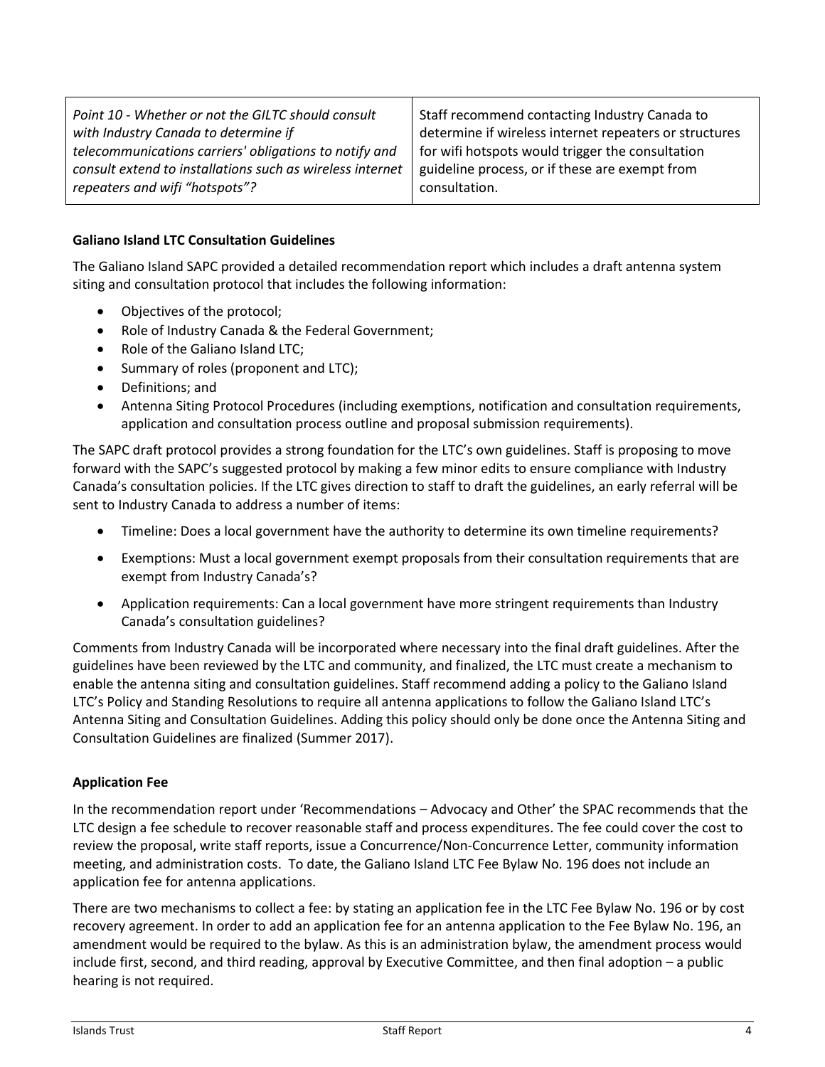| *Point 10 - Whether or not the GILTC should consult with Industry Canada to determine if telecommunications carriers' obligations to notify and consult extend to installations such as wireless internet repeaters and wifi "hotspots"?* | Staff recommend contacting Industry Canada to determine if wireless internet repeaters or structures for wifi hotspots would trigger the consultation guideline process, or if these are exempt from consultation. |
|---|---|

**Galiano Island LTC Consultation Guidelines**

The Galiano Island SAPC provided a detailed recommendation report which includes a draft antenna system siting and consultation protocol that includes the following information:

- Objectives of the protocol;
- Role of Industry Canada & the Federal Government;
- Role of the Galiano Island LTC;
- Summary of roles (proponent and LTC);
- Definitions; and
- Antenna Siting Protocol Procedures (including exemptions, notification and consultation requirements, application and consultation process outline and proposal submission requirements).

The SAPC draft protocol provides a strong foundation for the LTC's own guidelines. Staff is proposing to move forward with the SAPC's suggested protocol by making a few minor edits to ensure compliance with Industry Canada's consultation policies. If the LTC gives direction to staff to draft the guidelines, an early referral will be sent to Industry Canada to address a number of items:

- Timeline: Does a local government have the authority to determine its own timeline requirements?
- Exemptions: Must a local government exempt proposals from their consultation requirements that are exempt from Industry Canada's?
- Application requirements: Can a local government have more stringent requirements than Industry Canada's consultation guidelines?

Comments from Industry Canada will be incorporated where necessary into the final draft guidelines. After the guidelines have been reviewed by the LTC and community, and finalized, the LTC must create a mechanism to enable the antenna siting and consultation guidelines. Staff recommend adding a policy to the Galiano Island LTC's Policy and Standing Resolutions to require all antenna applications to follow the Galiano Island LTC's Antenna Siting and Consultation Guidelines. Adding this policy should only be done once the Antenna Siting and Consultation Guidelines are finalized (Summer 2017).

**Application Fee**

In the recommendation report under 'Recommendations – Advocacy and Other' the SPAC recommends that the LTC design a fee schedule to recover reasonable staff and process expenditures. The fee could cover the cost to review the proposal, write staff reports, issue a Concurrence/Non-Concurrence Letter, community information meeting, and administration costs. To date, the Galiano Island LTC Fee Bylaw No. 196 does not include an application fee for antenna applications.

There are two mechanisms to collect a fee: by stating an application fee in the LTC Fee Bylaw No. 196 or by cost recovery agreement. In order to add an application fee for an antenna application to the Fee Bylaw No. 196, an amendment would be required to the bylaw. As this is an administration bylaw, the amendment process would include first, second, and third reading, approval by Executive Committee, and then final adoption – a public hearing is not required.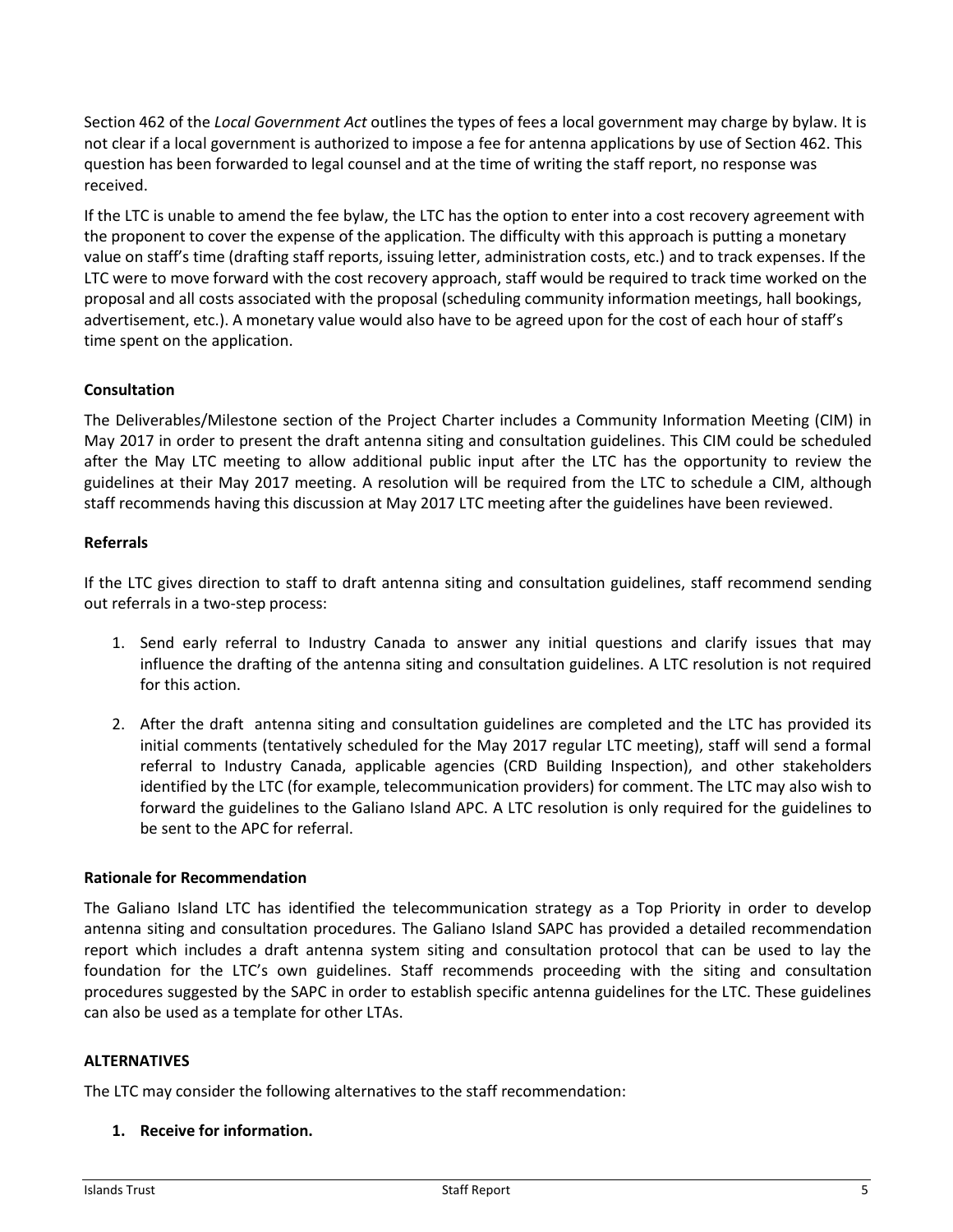Section 462 of the *Local Government Act* outlines the types of fees a local government may charge by bylaw. It is not clear if a local government is authorized to impose a fee for antenna applications by use of Section 462. This question has been forwarded to legal counsel and at the time of writing the staff report, no response was received.

If the LTC is unable to amend the fee bylaw, the LTC has the option to enter into a cost recovery agreement with the proponent to cover the expense of the application. The difficulty with this approach is putting a monetary value on staff's time (drafting staff reports, issuing letter, administration costs, etc.) and to track expenses. If the LTC were to move forward with the cost recovery approach, staff would be required to track time worked on the proposal and all costs associated with the proposal (scheduling community information meetings, hall bookings, advertisement, etc.). A monetary value would also have to be agreed upon for the cost of each hour of staff's time spent on the application.

**Consultation**

The Deliverables/Milestone section of the Project Charter includes a Community Information Meeting (CIM) in May 2017 in order to present the draft antenna siting and consultation guidelines. This CIM could be scheduled after the May LTC meeting to allow additional public input after the LTC has the opportunity to review the guidelines at their May 2017 meeting. A resolution will be required from the LTC to schedule a CIM, although staff recommends having this discussion at May 2017 LTC meeting after the guidelines have been reviewed.

**Referrals**

If the LTC gives direction to staff to draft antenna siting and consultation guidelines, staff recommend sending out referrals in a two-step process:

1. Send early referral to Industry Canada to answer any initial questions and clarify issues that may influence the drafting of the antenna siting and consultation guidelines. A LTC resolution is not required for this action.

2. After the draft antenna siting and consultation guidelines are completed and the LTC has provided its initial comments (tentatively scheduled for the May 2017 regular LTC meeting), staff will send a formal referral to Industry Canada, applicable agencies (CRD Building Inspection), and other stakeholders identified by the LTC (for example, telecommunication providers) for comment. The LTC may also wish to forward the guidelines to the Galiano Island APC. A LTC resolution is only required for the guidelines to be sent to the APC for referral.

**Rationale for Recommendation**

The Galiano Island LTC has identified the telecommunication strategy as a Top Priority in order to develop antenna siting and consultation procedures. The Galiano Island SAPC has provided a detailed recommendation report which includes a draft antenna system siting and consultation protocol that can be used to lay the foundation for the LTC's own guidelines. Staff recommends proceeding with the siting and consultation procedures suggested by the SAPC in order to establish specific antenna guidelines for the LTC. These guidelines can also be used as a template for other LTAs.

**ALTERNATIVES**

The LTC may consider the following alternatives to the staff recommendation:

1. **Receive for information.**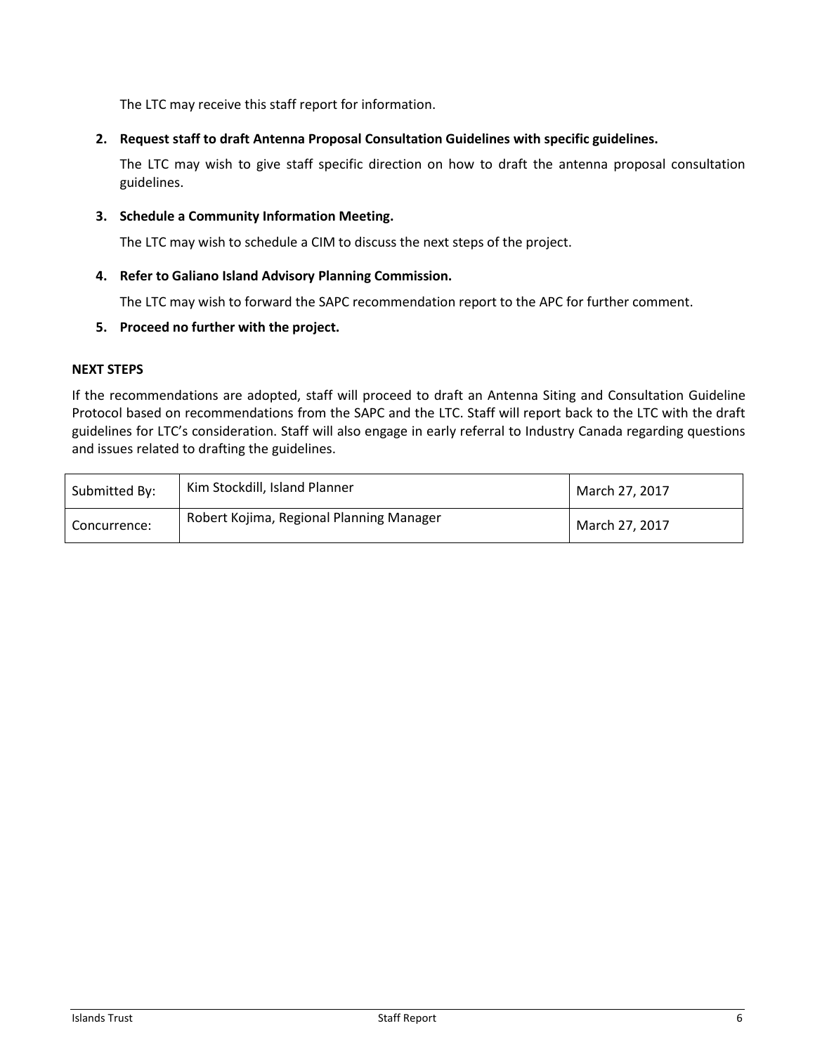The LTC may receive this staff report for information.

2. **Request staff to draft Antenna Proposal Consultation Guidelines with specific guidelines.**

   The LTC may wish to give staff specific direction on how to draft the antenna proposal consultation guidelines.

3. **Schedule a Community Information Meeting.**

   The LTC may wish to schedule a CIM to discuss the next steps of the project.

4. **Refer to Galiano Island Advisory Planning Commission.**

   The LTC may wish to forward the SAPC recommendation report to the APC for further comment.

5. **Proceed no further with the project.**

**NEXT STEPS**

If the recommendations are adopted, staff will proceed to draft an Antenna Siting and Consultation Guideline Protocol based on recommendations from the SAPC and the LTC. Staff will report back to the LTC with the draft guidelines for LTC's consideration. Staff will also engage in early referral to Industry Canada regarding questions and issues related to drafting the guidelines.

| | | |
|---|---|---|
| Submitted By: | Kim Stockdill, Island Planner | March 27, 2017 |
| Concurrence: | Robert Kojima, Regional Planning Manager | March 27, 2017 |